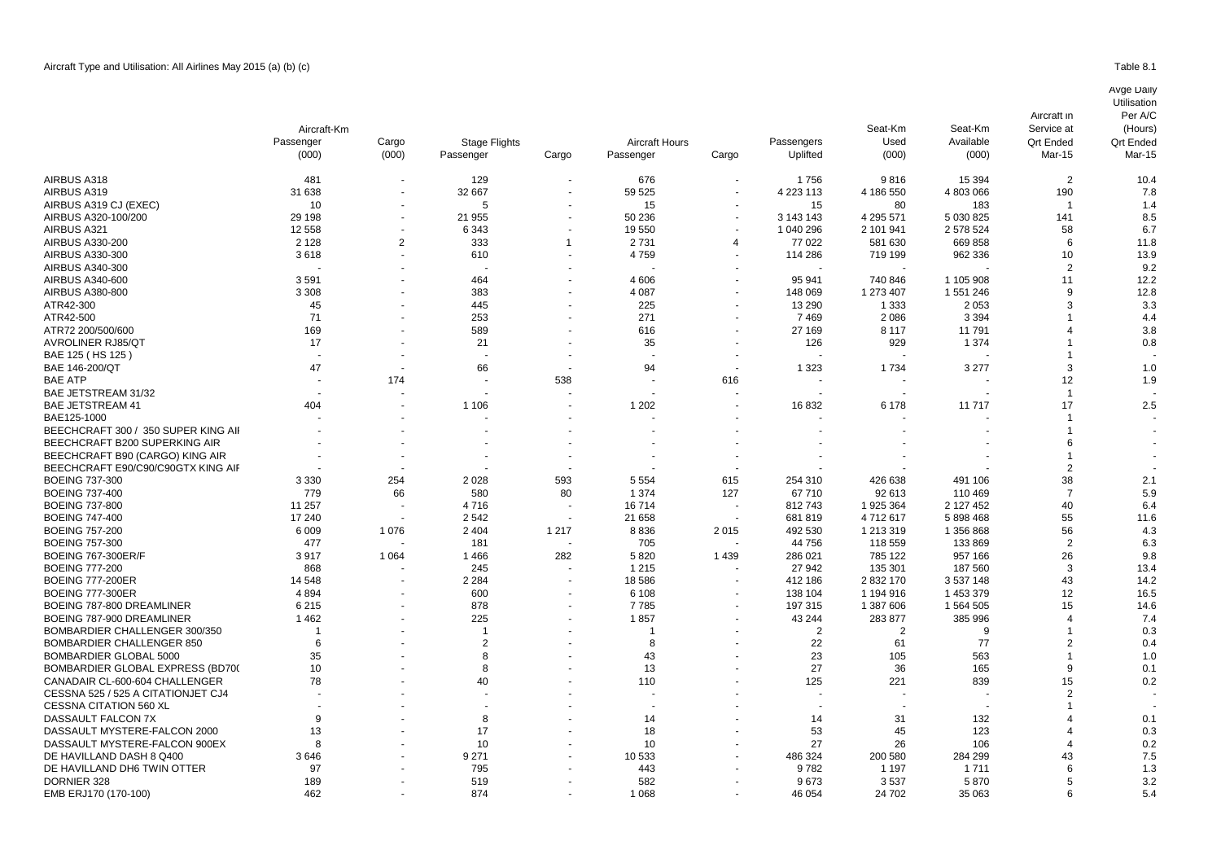Aircraft Type and Utilisation: All Airlines May 2015 (a) (b) (c)

Table 8.1

| | Aircraft-Km | | Stage Flights | | Aircraft Hours | | Passengers | Seat-Km | Seat-Km | Aircraft in | Avge Daily Utilisation |
|---|---|---|---|---|---|---|---|---|---|---|---|
| | Passenger (000) | Cargo (000) | Passenger | Cargo | Passenger | Cargo | Uplifted | Used (000) | Available (000) | Service at Qrt Ended Mar-15 | Per A/C (Hours) Qrt Ended Mar-15 |
| AIRBUS A318 | 481 | - | 129 | - | 676 | - | 1 756 | 9 816 | 15 394 | 2 | 10.4 |
| AIRBUS A319 | 31 638 | - | 32 667 | - | 59 525 | - | 4 223 113 | 4 186 550 | 4 803 066 | 190 | 7.8 |
| AIRBUS A319 CJ (EXEC) | 10 | - | 5 | - | 15 | - | 15 | 80 | 183 | 1 | 1.4 |
| AIRBUS A320-100/200 | 29 198 | - | 21 955 | - | 50 236 | - | 3 143 143 | 4 295 571 | 5 030 825 | 141 | 8.5 |
| AIRBUS A321 | 12 558 | - | 6 343 | - | 19 550 | - | 1 040 296 | 2 101 941 | 2 578 524 | 58 | 6.7 |
| AIRBUS A330-200 | 2 128 | 2 | 333 | 1 | 2 731 | 4 | 77 022 | 581 630 | 669 858 | 6 | 11.8 |
| AIRBUS A330-300 | 3 618 | - | 610 | - | 4 759 | - | 114 286 | 719 199 | 962 336 | 10 | 13.9 |
| AIRBUS A340-300 | - | - | - | - | - | - | - | - | - | 2 | 9.2 |
| AIRBUS A340-600 | 3 591 | - | 464 | - | 4 606 | - | 95 941 | 740 846 | 1 105 908 | 11 | 12.2 |
| AIRBUS A380-800 | 3 308 | - | 383 | - | 4 087 | - | 148 069 | 1 273 407 | 1 551 246 | 9 | 12.8 |
| ATR42-300 | 45 | - | 445 | - | 225 | - | 13 290 | 1 333 | 2 053 | 3 | 3.3 |
| ATR42-500 | 71 | - | 253 | - | 271 | - | 7 469 | 2 086 | 3 394 | 1 | 4.4 |
| ATR72 200/500/600 | 169 | - | 589 | - | 616 | - | 27 169 | 8 117 | 11 791 | 4 | 3.8 |
| AVROLINER RJ85/QT | 17 | - | 21 | - | 35 | - | 126 | 929 | 1 374 | 1 | 0.8 |
| BAE 125 ( HS 125 ) | - | - | - | - | - | - | - | - | - | 1 | - |
| BAE 146-200/QT | 47 | - | 66 | - | 94 | - | 1 323 | 1 734 | 3 277 | 3 | 1.0 |
| BAE ATP | - | 174 | - | 538 | - | 616 | - | - | - | 12 | 1.9 |
| BAE JETSTREAM 31/32 | - | - | - | - | - | - | - | - | - | 1 | - |
| BAE JETSTREAM 41 | 404 | - | 1 106 | - | 1 202 | - | 16 832 | 6 178 | 11 717 | 17 | 2.5 |
| BAE125-1000 | - | - | - | - | - | - | - | - | - | 1 | - |
| BEECHCRAFT 300 / 350 SUPER KING AII | - | - | - | - | - | - | - | - | - | 1 | - |
| BEECHCRAFT B200 SUPERKING AIR | - | - | - | - | - | - | - | - | - | 6 | - |
| BEECHCRAFT B90 (CARGO) KING AIR | - | - | - | - | - | - | - | - | - | 1 | - |
| BEECHCRAFT E90/C90/C90GTX KING AIF | - | - | - | - | - | - | - | - | - | 2 | - |
| BOEING 737-300 | 3 330 | 254 | 2 028 | 593 | 5 554 | 615 | 254 310 | 426 638 | 491 106 | 38 | 2.1 |
| BOEING 737-400 | 779 | 66 | 580 | 80 | 1 374 | 127 | 67 710 | 92 613 | 110 469 | 7 | 5.9 |
| BOEING 737-800 | 11 257 | - | 4 716 | - | 16 714 | - | 812 743 | 1 925 364 | 2 127 452 | 40 | 6.4 |
| BOEING 747-400 | 17 240 | - | 2 542 | - | 21 658 | - | 681 819 | 4 712 617 | 5 898 468 | 55 | 11.6 |
| BOEING 757-200 | 6 009 | 1 076 | 2 404 | 1 217 | 8 836 | 2 015 | 492 530 | 1 213 319 | 1 356 868 | 56 | 4.3 |
| BOEING 757-300 | 477 | - | 181 | - | 705 | - | 44 756 | 118 559 | 133 869 | 2 | 6.3 |
| BOEING 767-300ER/F | 3 917 | 1 064 | 1 466 | 282 | 5 820 | 1 439 | 286 021 | 785 122 | 957 166 | 26 | 9.8 |
| BOEING 777-200 | 868 | - | 245 | - | 1 215 | - | 27 942 | 135 301 | 187 560 | 3 | 13.4 |
| BOEING 777-200ER | 14 548 | - | 2 284 | - | 18 586 | - | 412 186 | 2 832 170 | 3 537 148 | 43 | 14.2 |
| BOEING 777-300ER | 4 894 | - | 600 | - | 6 108 | - | 138 104 | 1 194 916 | 1 453 379 | 12 | 16.5 |
| BOEING 787-800 DREAMLINER | 6 215 | - | 878 | - | 7 785 | - | 197 315 | 1 387 606 | 1 564 505 | 15 | 14.6 |
| BOEING 787-900 DREAMLINER | 1 462 | - | 225 | - | 1 857 | - | 43 244 | 283 877 | 385 996 | 4 | 7.4 |
| BOMBARDIER CHALLENGER 300/350 | 1 | - | 1 | - | 1 | - | 2 | 2 | 9 | 1 | 0.3 |
| BOMBARDIER CHALLENGER 850 | 6 | - | 2 | - | 8 | - | 22 | 61 | 77 | 2 | 0.4 |
| BOMBARDIER GLOBAL 5000 | 35 | - | 8 | - | 43 | - | 23 | 105 | 563 | 1 | 1.0 |
| BOMBARDIER GLOBAL EXPRESS (BD70( | 10 | - | 8 | - | 13 | - | 27 | 36 | 165 | 9 | 0.1 |
| CANADAIR CL-600-604 CHALLENGER | 78 | - | 40 | - | 110 | - | 125 | 221 | 839 | 15 | 0.2 |
| CESSNA 525 / 525 A CITATIONJET CJ4 | - | - | - | - | - | - | - | - | - | 2 | - |
| CESSNA CITATION 560 XL | - | - | - | - | - | - | - | - | - | 1 | - |
| DASSAULT FALCON 7X | 9 | - | 8 | - | 14 | - | 14 | 31 | 132 | 4 | 0.1 |
| DASSAULT MYSTERE-FALCON 2000 | 13 | - | 17 | - | 18 | - | 53 | 45 | 123 | 4 | 0.3 |
| DASSAULT MYSTERE-FALCON 900EX | 8 | - | 10 | - | 10 | - | 27 | 26 | 106 | 4 | 0.2 |
| DE HAVILLAND DASH 8 Q400 | 3 646 | - | 9 271 | - | 10 533 | - | 486 324 | 200 580 | 284 299 | 43 | 7.5 |
| DE HAVILLAND DH6 TWIN OTTER | 97 | - | 795 | - | 443 | - | 9 782 | 1 197 | 1 711 | 6 | 1.3 |
| DORNIER 328 | 189 | - | 519 | - | 582 | - | 9 673 | 3 537 | 5 870 | 5 | 3.2 |
| EMB ERJ170 (170-100) | 462 | - | 874 | - | 1 068 | - | 46 054 | 24 702 | 35 063 | 6 | 5.4 |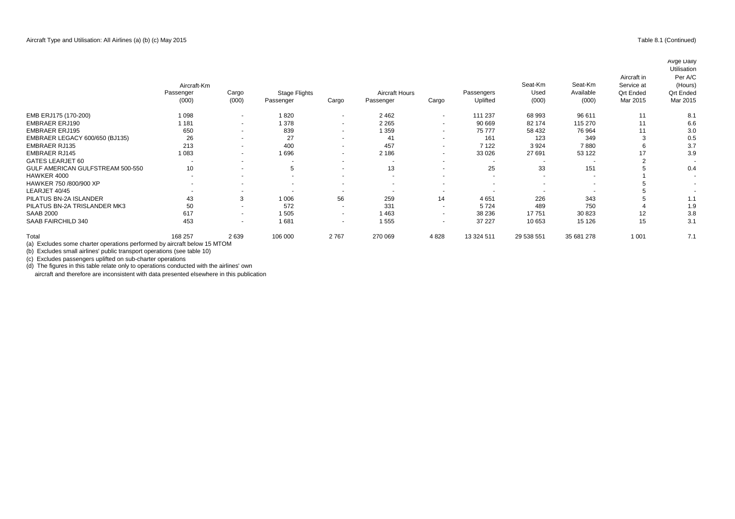Aircraft Type and Utilisation: All Airlines (a) (b) (c) May 2015

Table 8.1 (Continued)

| | Aircraft-Km Passenger (000) | Cargo (000) | Stage Flights Passenger | Cargo | Aircraft Hours Passenger | Cargo | Passengers Uplifted | Seat-Km Used (000) | Seat-Km Available (000) | Aircraft in Service at Qrt Ended Mar 2015 | Avge Daily Utilisation Per A/C (Hours) Qrt Ended Mar 2015 |
|---|---|---|---|---|---|---|---|---|---|---|---|
| EMB ERJ175 (170-200) | 1 098 | - | 1 820 | - | 2 462 | - | 111 237 | 68 993 | 96 611 | 11 | 8.1 |
| EMBRAER ERJ190 | 1 181 | - | 1 378 | - | 2 265 | - | 90 669 | 82 174 | 115 270 | 11 | 6.6 |
| EMBRAER ERJ195 | 650 | - | 839 | - | 1 359 | - | 75 777 | 58 432 | 76 964 | 11 | 3.0 |
| EMBRAER LEGACY 600/650 (BJ135) | 26 | - | 27 | - | 41 | - | 161 | 123 | 349 | 3 | 0.5 |
| EMBRAER RJ135 | 213 | - | 400 | - | 457 | - | 7 122 | 3 924 | 7 880 | 6 | 3.7 |
| EMBRAER RJ145 | 1 083 | - | 1 696 | - | 2 186 | - | 33 026 | 27 691 | 53 122 | 17 | 3.9 |
| GATES LEARJET 60 | - | - | - | - | - | - | - | - | - | 2 | - |
| GULF AMERICAN GULFSTREAM 500-550 | 10 | - | 5 | - | 13 | - | 25 | 33 | 151 | 5 | 0.4 |
| HAWKER 4000 | - | - | - | - | - | - | - | - | - | 1 | - |
| HAWKER 750 /800/900 XP | - | - | - | - | - | - | - | - | - | 5 | - |
| LEARJET 40/45 | - | - | - | - | - | - | - | - | - | 5 | - |
| PILATUS BN-2A ISLANDER | 43 | 3 | 1 006 | 56 | 259 | 14 | 4 651 | 226 | 343 | 5 | 1.1 |
| PILATUS BN-2A TRISLANDER MK3 | 50 | - | 572 | - | 331 | - | 5 724 | 489 | 750 | 4 | 1.9 |
| SAAB 2000 | 617 | - | 1 505 | - | 1 463 | - | 38 236 | 17 751 | 30 823 | 12 | 3.8 |
| SAAB FAIRCHILD 340 | 453 | - | 1 681 | - | 1 555 | - | 37 227 | 10 653 | 15 126 | 15 | 3.1 |
| Total | 168 257 | 2 639 | 106 000 | 2 767 | 270 069 | 4 828 | 13 324 511 | 29 538 551 | 35 681 278 | 1 001 | 7.1 |

(a) Excludes some charter operations performed by aircraft below 15 MTOM

(b) Excludes small airlines' public transport operations (see table 10)

(c) Excludes passengers uplifted on sub-charter operations

(d) The figures in this table relate only to operations conducted with the airlines' own aircraft and therefore are inconsistent with data presented elsewhere in this publication